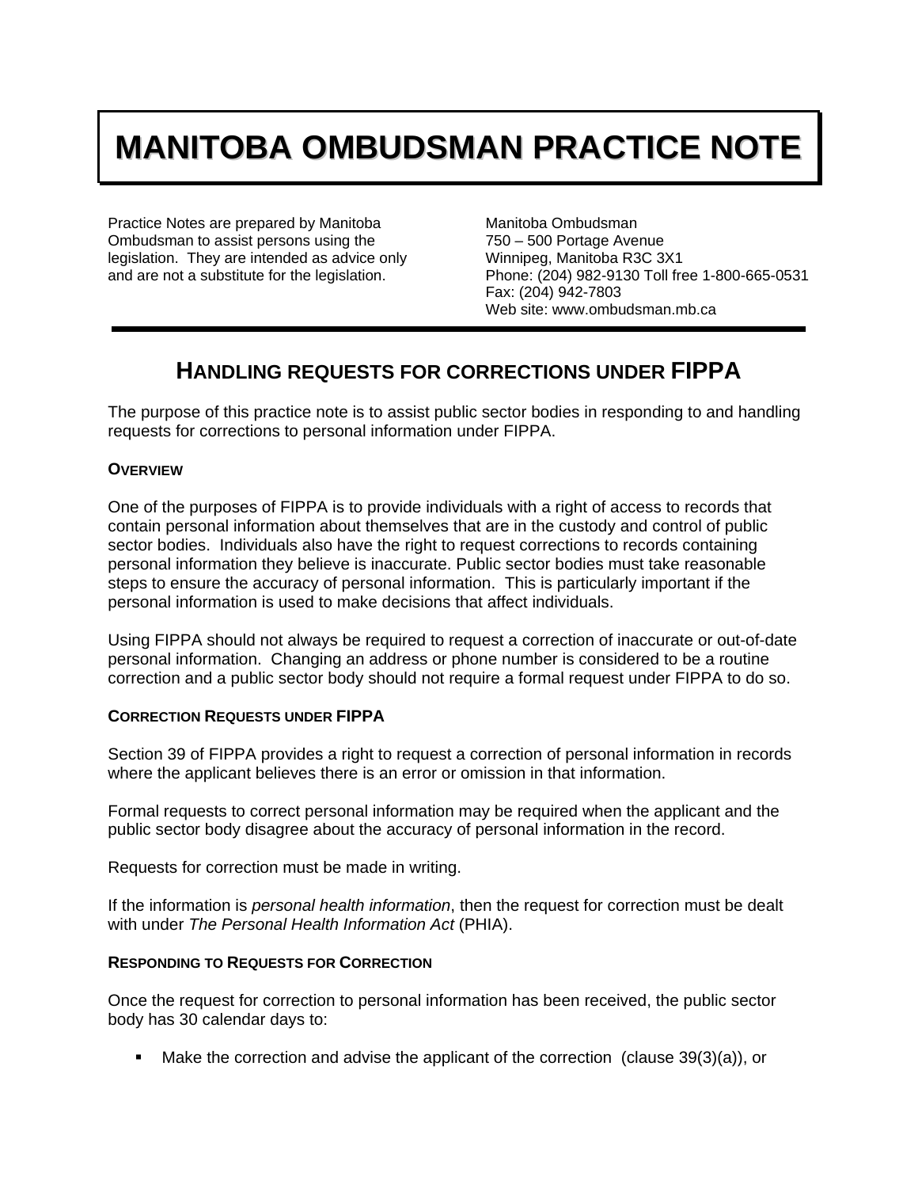# MANITOBA OMBUDSMAN PRACTICE NOTE

Practice Notes are prepared by Manitoba Ombudsman to assist persons using the legislation. They are intended as advice only and are not a substitute for the legislation.

Manitoba Ombudsman
750 – 500 Portage Avenue
Winnipeg, Manitoba R3C 3X1
Phone: (204) 982-9130 Toll free 1-800-665-0531
Fax: (204) 942-7803
Web site: www.ombudsman.mb.ca

## HANDLING REQUESTS FOR CORRECTIONS UNDER FIPPA

The purpose of this practice note is to assist public sector bodies in responding to and handling requests for corrections to personal information under FIPPA.

### OVERVIEW

One of the purposes of FIPPA is to provide individuals with a right of access to records that contain personal information about themselves that are in the custody and control of public sector bodies. Individuals also have the right to request corrections to records containing personal information they believe is inaccurate. Public sector bodies must take reasonable steps to ensure the accuracy of personal information. This is particularly important if the personal information is used to make decisions that affect individuals.

Using FIPPA should not always be required to request a correction of inaccurate or out-of-date personal information. Changing an address or phone number is considered to be a routine correction and a public sector body should not require a formal request under FIPPA to do so.

### CORRECTION REQUESTS UNDER FIPPA

Section 39 of FIPPA provides a right to request a correction of personal information in records where the applicant believes there is an error or omission in that information.

Formal requests to correct personal information may be required when the applicant and the public sector body disagree about the accuracy of personal information in the record.

Requests for correction must be made in writing.

If the information is *personal health information*, then the request for correction must be dealt with under *The Personal Health Information Act* (PHIA).

### RESPONDING TO REQUESTS FOR CORRECTION

Once the request for correction to personal information has been received, the public sector body has 30 calendar days to:

- Make the correction and advise the applicant of the correction (clause 39(3)(a)), or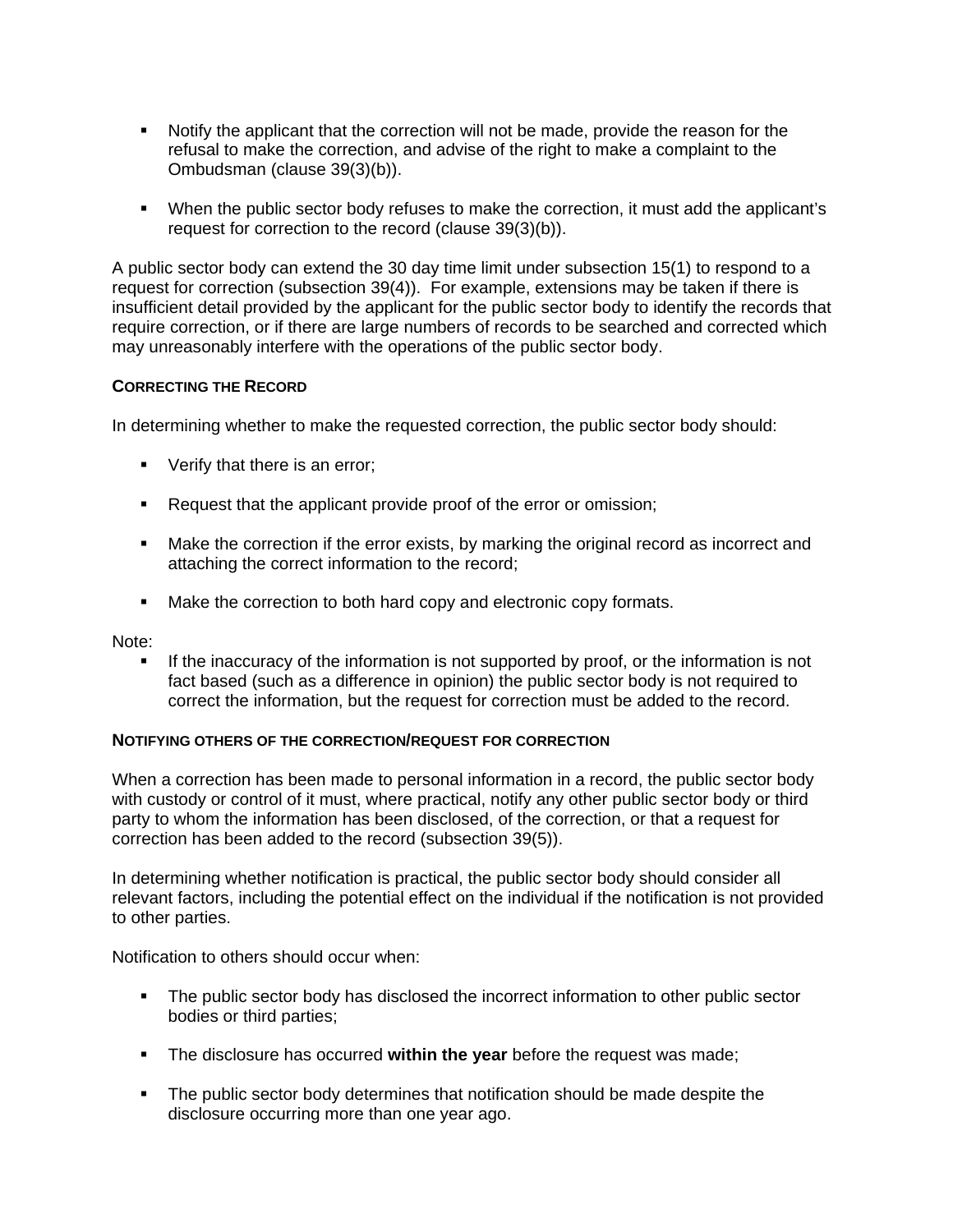- Notify the applicant that the correction will not be made, provide the reason for the refusal to make the correction, and advise of the right to make a complaint to the Ombudsman (clause 39(3)(b)).

- When the public sector body refuses to make the correction, it must add the applicant's request for correction to the record (clause 39(3)(b)).

A public sector body can extend the 30 day time limit under subsection 15(1) to respond to a request for correction (subsection 39(4)). For example, extensions may be taken if there is insufficient detail provided by the applicant for the public sector body to identify the records that require correction, or if there are large numbers of records to be searched and corrected which may unreasonably interfere with the operations of the public sector body.

#### CORRECTING THE RECORD

In determining whether to make the requested correction, the public sector body should:

- Verify that there is an error;

- Request that the applicant provide proof of the error or omission;

- Make the correction if the error exists, by marking the original record as incorrect and attaching the correct information to the record;

- Make the correction to both hard copy and electronic copy formats.

Note:

- If the inaccuracy of the information is not supported by proof, or the information is not fact based (such as a difference in opinion) the public sector body is not required to correct the information, but the request for correction must be added to the record.

#### NOTIFYING OTHERS OF THE CORRECTION/REQUEST FOR CORRECTION

When a correction has been made to personal information in a record, the public sector body with custody or control of it must, where practical, notify any other public sector body or third party to whom the information has been disclosed, of the correction, or that a request for correction has been added to the record (subsection 39(5)).

In determining whether notification is practical, the public sector body should consider all relevant factors, including the potential effect on the individual if the notification is not provided to other parties.

Notification to others should occur when:

- The public sector body has disclosed the incorrect information to other public sector bodies or third parties;

- The disclosure has occurred **within the year** before the request was made;

- The public sector body determines that notification should be made despite the disclosure occurring more than one year ago.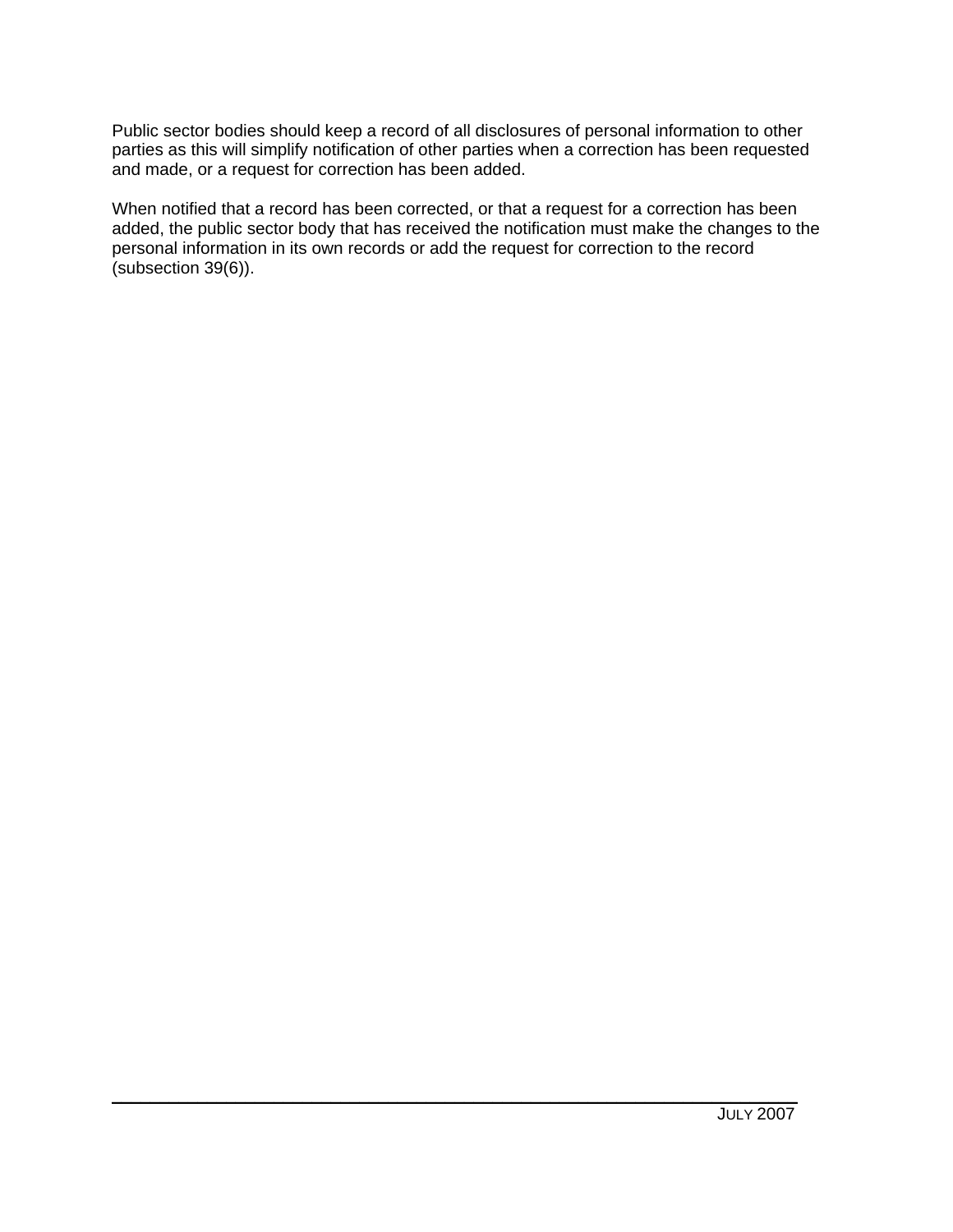Public sector bodies should keep a record of all disclosures of personal information to other parties as this will simplify notification of other parties when a correction has been requested and made, or a request for correction has been added.

When notified that a record has been corrected, or that a request for a correction has been added, the public sector body that has received the notification must make the changes to the personal information in its own records or add the request for correction to the record (subsection 39(6)).